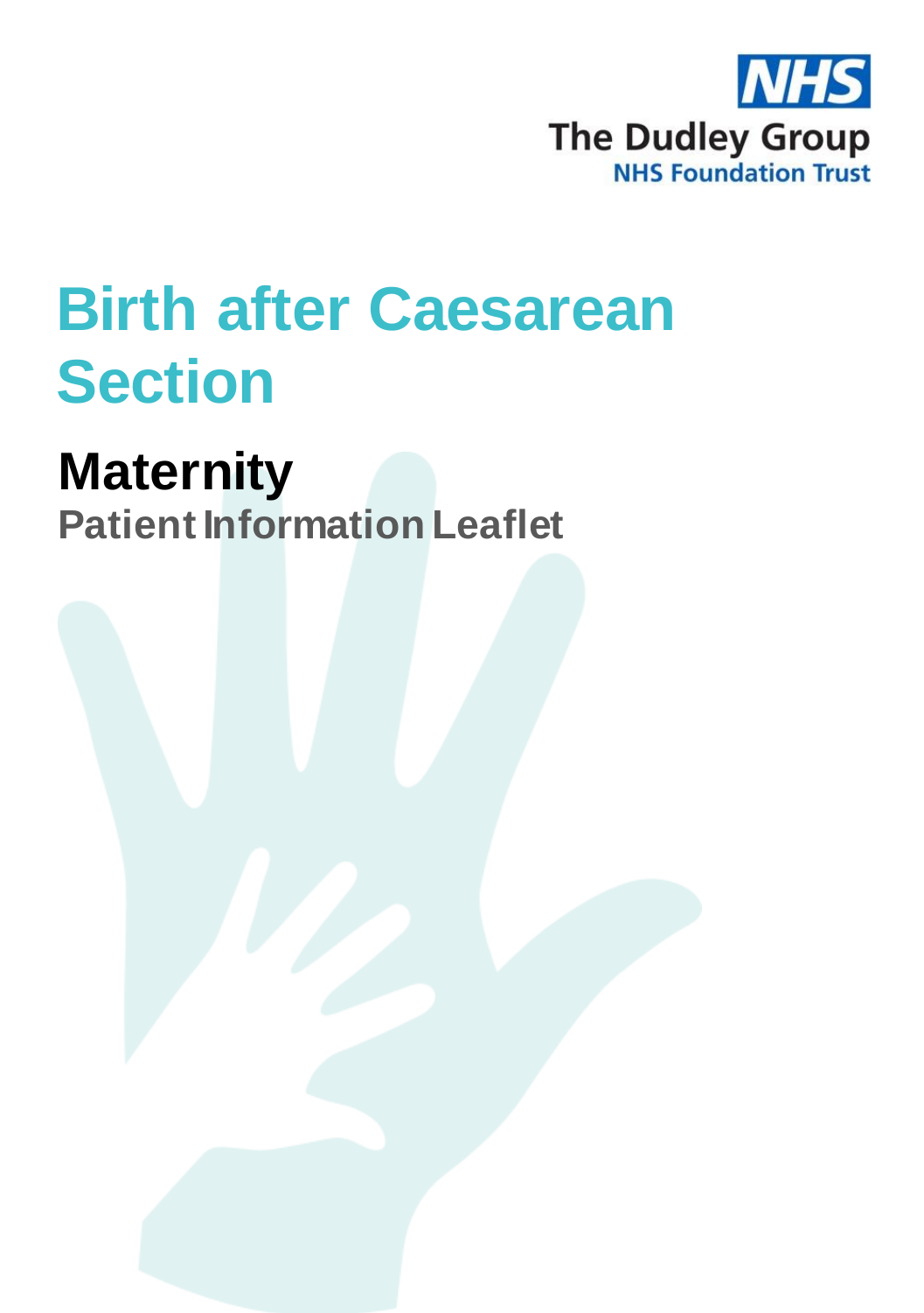NHS

The Dudley Group

NHS Foundation Trust

# Birth after Caesarean Section

## Maternity

### Patient Information Leaflet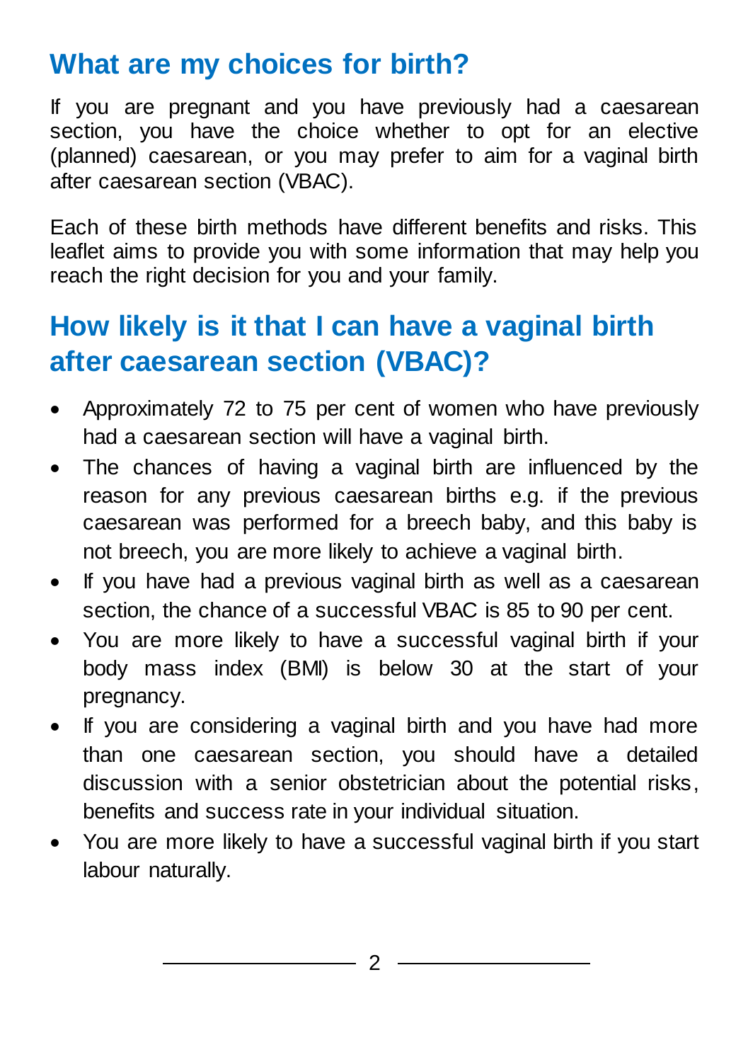## What are my choices for birth?

If you are pregnant and you have previously had a caesarean section, you have the choice whether to opt for an elective (planned) caesarean, or you may prefer to aim for a vaginal birth after caesarean section (VBAC).

Each of these birth methods have different benefits and risks. This leaflet aims to provide you with some information that may help you reach the right decision for you and your family.

## How likely is it that I can have a vaginal birth after caesarean section (VBAC)?

- Approximately 72 to 75 per cent of women who have previously had a caesarean section will have a vaginal birth.
- The chances of having a vaginal birth are influenced by the reason for any previous caesarean births e.g. if the previous caesarean was performed for a breech baby, and this baby is not breech, you are more likely to achieve a vaginal birth.
- If you have had a previous vaginal birth as well as a caesarean section, the chance of a successful VBAC is 85 to 90 per cent.
- You are more likely to have a successful vaginal birth if your body mass index (BMI) is below 30 at the start of your pregnancy.
- If you are considering a vaginal birth and you have had more than one caesarean section, you should have a detailed discussion with a senior obstetrician about the potential risks, benefits and success rate in your individual situation.
- You are more likely to have a successful vaginal birth if you start labour naturally.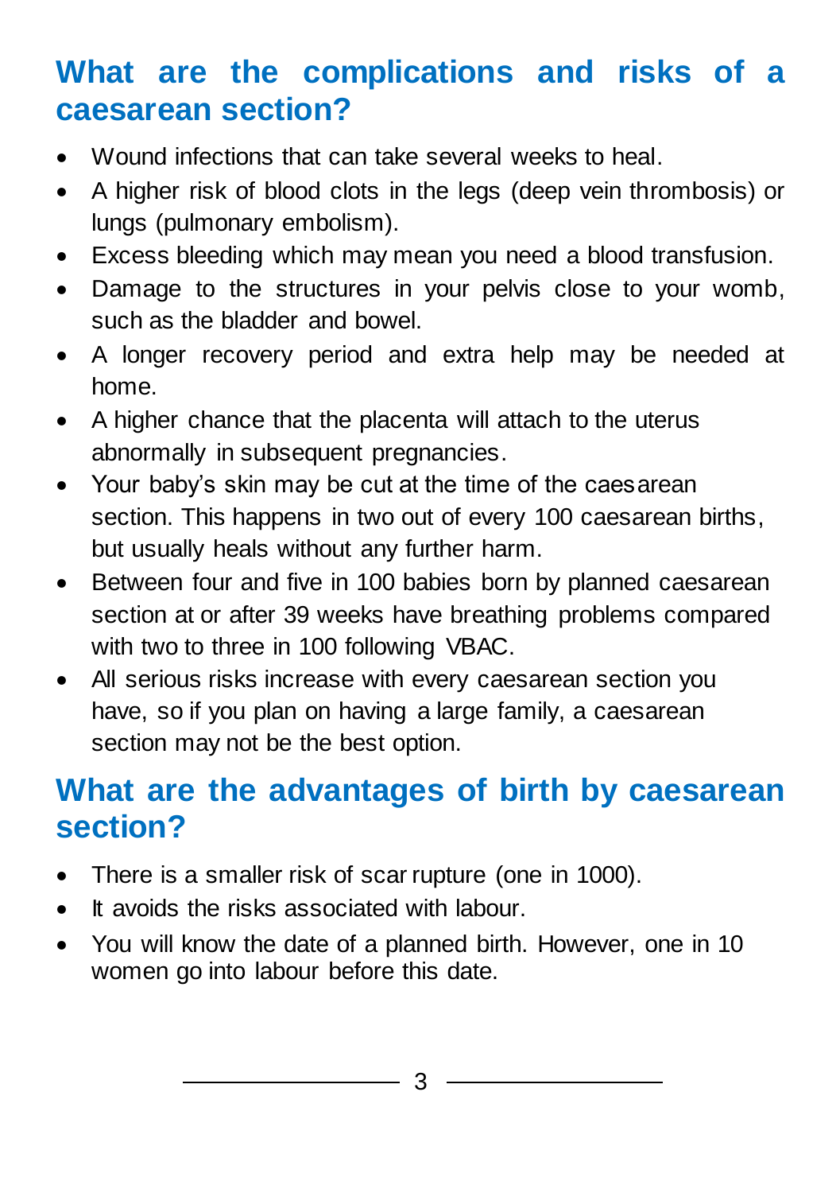## What are the complications and risks of a caesarean section?

- Wound infections that can take several weeks to heal.
- A higher risk of blood clots in the legs (deep vein thrombosis) or lungs (pulmonary embolism).
- Excess bleeding which may mean you need a blood transfusion.
- Damage to the structures in your pelvis close to your womb, such as the bladder and bowel.
- A longer recovery period and extra help may be needed at home.
- A higher chance that the placenta will attach to the uterus abnormally in subsequent pregnancies.
- Your baby's skin may be cut at the time of the caesarean section. This happens in two out of every 100 caesarean births, but usually heals without any further harm.
- Between four and five in 100 babies born by planned caesarean section at or after 39 weeks have breathing problems compared with two to three in 100 following VBAC.
- All serious risks increase with every caesarean section you have, so if you plan on having a large family, a caesarean section may not be the best option.

## What are the advantages of birth by caesarean section?

- There is a smaller risk of scar rupture (one in 1000).
- It avoids the risks associated with labour.
- You will know the date of a planned birth. However, one in 10 women go into labour before this date.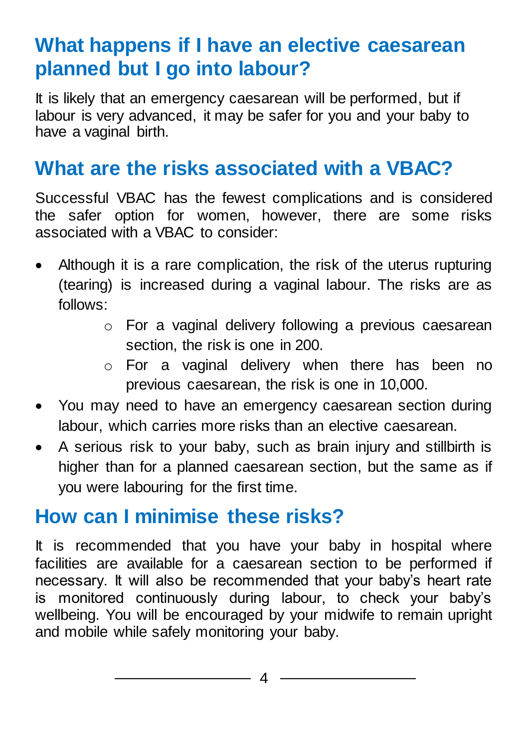## What happens if I have an elective caesarean planned but I go into labour?

It is likely that an emergency caesarean will be performed, but if labour is very advanced, it may be safer for you and your baby to have a vaginal birth.

## What are the risks associated with a VBAC?

Successful VBAC has the fewest complications and is considered the safer option for women, however, there are some risks associated with a VBAC to consider:

- Although it is a rare complication, the risk of the uterus rupturing (tearing) is increased during a vaginal labour. The risks are as follows:
    - For a vaginal delivery following a previous caesarean section, the risk is one in 200.
    - For a vaginal delivery when there has been no previous caesarean, the risk is one in 10,000.
- You may need to have an emergency caesarean section during labour, which carries more risks than an elective caesarean.
- A serious risk to your baby, such as brain injury and stillbirth is higher than for a planned caesarean section, but the same as if you were labouring for the first time.

## How can I minimise these risks?

It is recommended that you have your baby in hospital where facilities are available for a caesarean section to be performed if necessary. It will also be recommended that your baby's heart rate is monitored continuously during labour, to check your baby's wellbeing. You will be encouraged by your midwife to remain upright and mobile while safely monitoring your baby.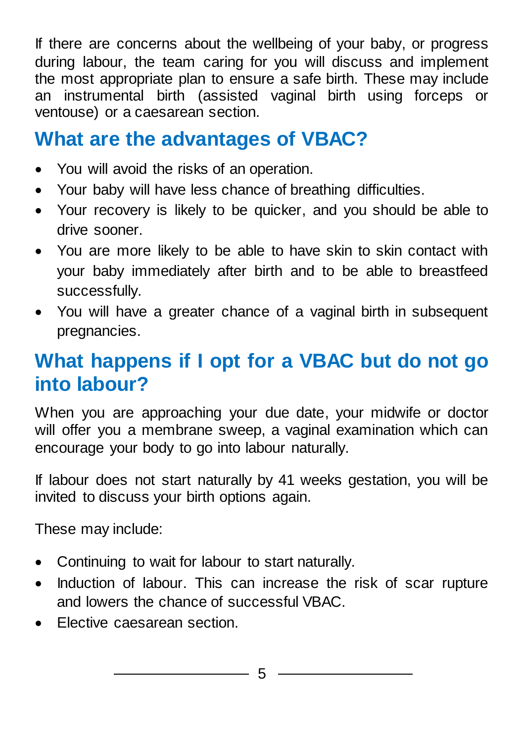If there are concerns about the wellbeing of your baby, or progress during labour, the team caring for you will discuss and implement the most appropriate plan to ensure a safe birth. These may include an instrumental birth (assisted vaginal birth using forceps or ventouse) or a caesarean section.

## What are the advantages of VBAC?

- You will avoid the risks of an operation.
- Your baby will have less chance of breathing difficulties.
- Your recovery is likely to be quicker, and you should be able to drive sooner.
- You are more likely to be able to have skin to skin contact with your baby immediately after birth and to be able to breastfeed successfully.
- You will have a greater chance of a vaginal birth in subsequent pregnancies.

## What happens if I opt for a VBAC but do not go into labour?

When you are approaching your due date, your midwife or doctor will offer you a membrane sweep, a vaginal examination which can encourage your body to go into labour naturally.

If labour does not start naturally by 41 weeks gestation, you will be invited to discuss your birth options again.

These may include:

- Continuing to wait for labour to start naturally.
- Induction of labour. This can increase the risk of scar rupture and lowers the chance of successful VBAC.
- Elective caesarean section.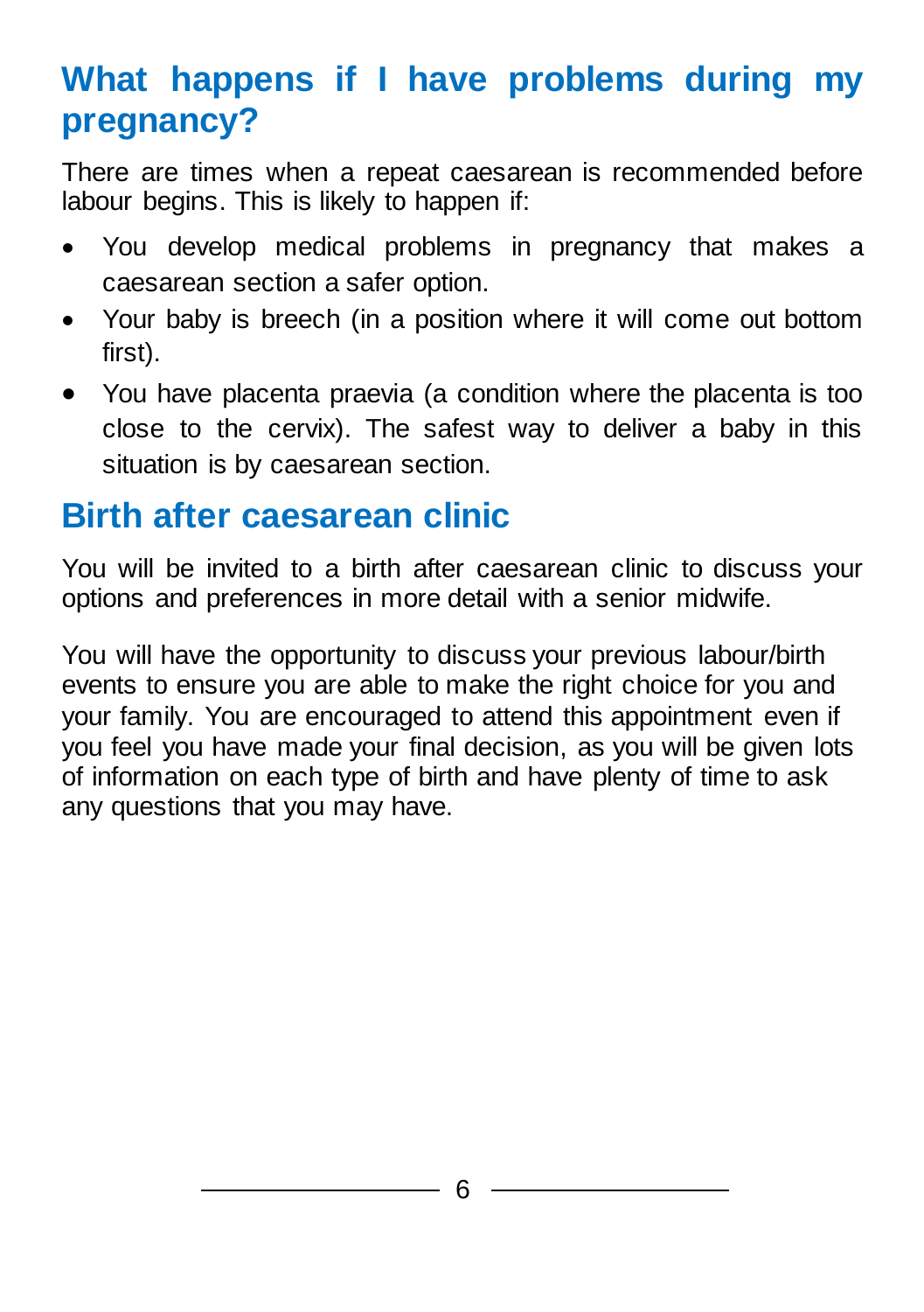## What happens if I have problems during my pregnancy?

There are times when a repeat caesarean is recommended before labour begins. This is likely to happen if:

- You develop medical problems in pregnancy that makes a caesarean section a safer option.
- Your baby is breech (in a position where it will come out bottom first).
- You have placenta praevia (a condition where the placenta is too close to the cervix). The safest way to deliver a baby in this situation is by caesarean section.

## Birth after caesarean clinic

You will be invited to a birth after caesarean clinic to discuss your options and preferences in more detail with a senior midwife.

You will have the opportunity to discuss your previous labour/birth events to ensure you are able to make the right choice for you and your family. You are encouraged to attend this appointment even if you feel you have made your final decision, as you will be given lots of information on each type of birth and have plenty of time to ask any questions that you may have.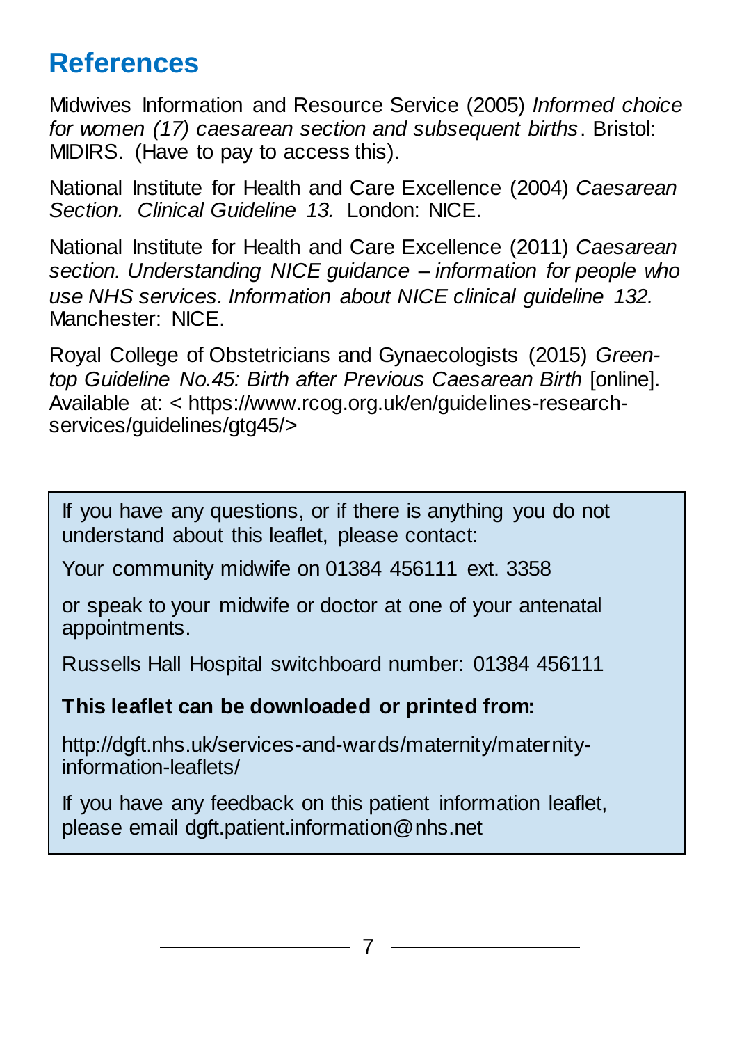## References

Midwives Information and Resource Service (2005) *Informed choice for women (17) caesarean section and subsequent births*. Bristol: MIDIRS. (Have to pay to access this).

National Institute for Health and Care Excellence (2004) *Caesarean Section. Clinical Guideline 13.* London: NICE.

National Institute for Health and Care Excellence (2011) *Caesarean section. Understanding NICE guidance – information for people who use NHS services. Information about NICE clinical guideline 132.* Manchester: NICE.

Royal College of Obstetricians and Gynaecologists (2015) *Green-top Guideline No.45: Birth after Previous Caesarean Birth* [online]. Available at: < https://www.rcog.org.uk/en/guidelines-research-services/guidelines/gtg45/>

If you have any questions, or if there is anything you do not understand about this leaflet, please contact:

Your community midwife on 01384 456111 ext. 3358

or speak to your midwife or doctor at one of your antenatal appointments.

Russells Hall Hospital switchboard number: 01384 456111

**This leaflet can be downloaded or printed from:**

http://dgft.nhs.uk/services-and-wards/maternity/maternity-information-leaflets/

If you have any feedback on this patient information leaflet, please email dgft.patient.information@nhs.net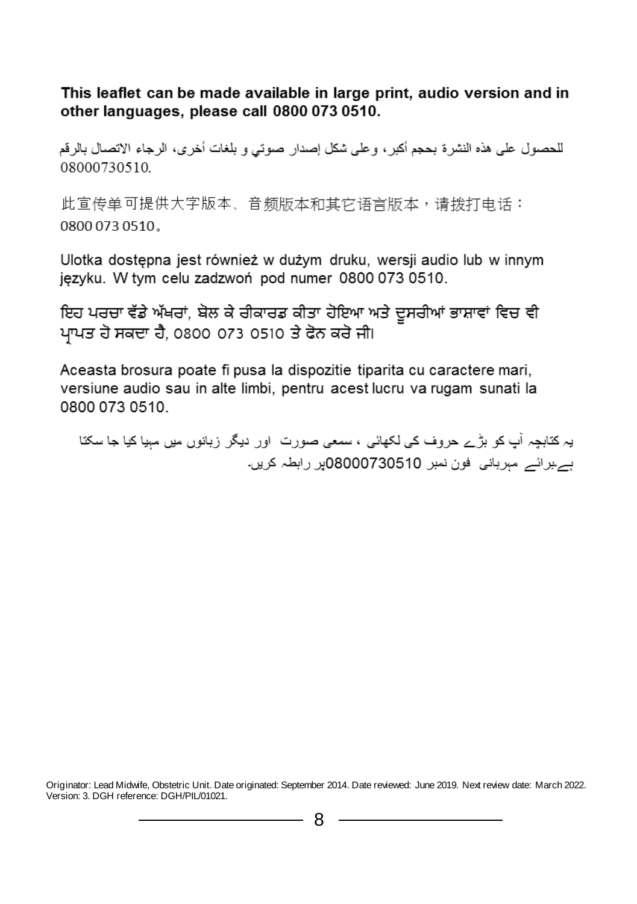**This leaflet can be made available in large print, audio version and in other languages, please call 0800 073 0510.**

للحصول على هذه النشرة بحجم أكبر، وعلى شكل إصدار صوتي و بلغات أخرى، الرجاء الاتصال بالرقم 08000730510.

此宣传单可提供大字版本、音频版本和其它语言版本，请拨打电话：0800 073 0510。

Ulotka dostępna jest również w dużym druku, wersji audio lub w innym języku. W tym celu zadzwoń pod numer 0800 073 0510.

ਇਹ ਪਰਚਾ ਵੱਡੇ ਅੱਖਰਾਂ, ਬੋਲ ਕੇ ਰੀਕਾਰਡ ਕੀਤਾ ਹੋਇਆ ਅਤੇ ਦੂਸਰੀਆਂ ਭਾਸ਼ਾਵਾਂ ਵਿਚ ਵੀ ਪ੍ਰਾਪਤ ਹੋ ਸਕਦਾ ਹੈ, 0800 073 0510 ਤੇ ਫੋਨ ਕਰੋ ਜੀ।

Aceasta brosura poate fi pusa la dispozitie tiparita cu caractere mari, versiune audio sau in alte limbi, pentru acest lucru va rugam sunati la 0800 073 0510.

یہ کتابچہ آپ کو بڑے حروف کی لکھائی ، سمعی صورت اور دیگر زبانوں میں مہیا کیا جا سکتا ہے۔برائے مہربانی فون نمبر 08000730510پر رابطہ کریں۔

Originator: Lead Midwife, Obstetric Unit. Date originated: September 2014. Date reviewed: June 2019. Next review date: March 2022. Version: 3. DGH reference: DGH/PIL/01021.